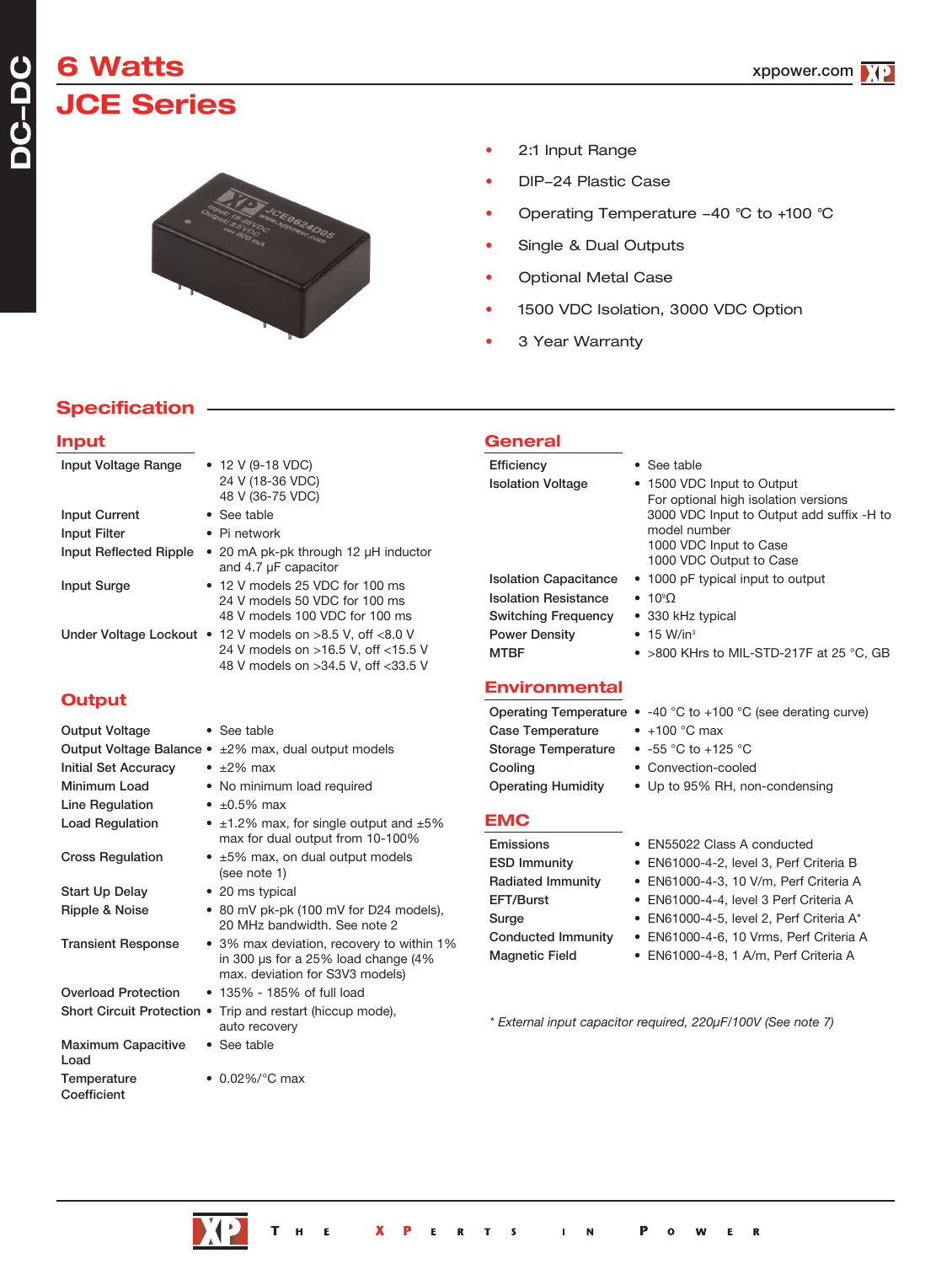# 6 Watts

# JCE Series

- 2:1 Input Range
- DIP–24 Plastic Case
- Operating Temperature –40 °C to +100 °C
- Single & Dual Outputs
- Optional Metal Case
- 1500 VDC Isolation, 3000 VDC Option
- 3 Year Warranty

## Specification

### Input

| | |
|---|---|
| Input Voltage Range | • 12 V (9-18 VDC)<br>24 V (18-36 VDC)<br>48 V (36-75 VDC) |
| Input Current | • See table |
| Input Filter | • Pi network |
| Input Reflected Ripple | • 20 mA pk-pk through 12 µH inductor and 4.7 µF capacitor |
| Input Surge | • 12 V models 25 VDC for 100 ms<br>24 V models 50 VDC for 100 ms<br>48 V models 100 VDC for 100 ms |
| Under Voltage Lockout | • 12 V models on >8.5 V, off <8.0 V<br>24 V models on >16.5 V, off <15.5 V<br>48 V models on >34.5 V, off <33.5 V |

### Output

| | |
|---|---|
| Output Voltage | • See table |
| Output Voltage Balance | • ±2% max, dual output models |
| Initial Set Accuracy | • ±2% max |
| Minimum Load | • No minimum load required |
| Line Regulation | • ±0.5% max |
| Load Regulation | • ±1.2% max, for single output and ±5% max for dual output from 10-100% |
| Cross Regulation | • ±5% max, on dual output models (see note 1) |
| Start Up Delay | • 20 ms typical |
| Ripple & Noise | • 80 mV pk-pk (100 mV for D24 models), 20 MHz bandwidth. See note 2 |
| Transient Response | • 3% max deviation, recovery to within 1% in 300 µs for a 25% load change (4% max. deviation for S3V3 models) |
| Overload Protection | • 135% - 185% of full load |
| Short Circuit Protection | • Trip and restart (hiccup mode), auto recovery |
| Maximum Capacitive Load | • See table |
| Temperature Coefficient | • 0.02%/°C max |

### General

| | |
|---|---|
| Efficiency | • See table |
| Isolation Voltage | • 1500 VDC Input to Output<br>For optional high isolation versions 3000 VDC Input to Output add suffix -H to model number<br>1000 VDC Input to Case<br>1000 VDC Output to Case |
| Isolation Capacitance | • 1000 pF typical input to output |
| Isolation Resistance | • $10^9\Omega$ |
| Switching Frequency | • 330 kHz typical |
| Power Density | • 15 W/in³ |
| MTBF | • >800 KHrs to MIL-STD-217F at 25 °C, GB |

### Environmental

| | |
|---|---|
| Operating Temperature | • -40 °C to +100 °C (see derating curve) |
| Case Temperature | • +100 °C max |
| Storage Temperature | • -55 °C to +125 °C |
| Cooling | • Convection-cooled |
| Operating Humidity | • Up to 95% RH, non-condensing |

### EMC

| | |
|---|---|
| Emissions | • EN55022 Class A conducted |
| ESD Immunity | • EN61000-4-2, level 3, Perf Criteria B |
| Radiated Immunity | • EN61000-4-3, 10 V/m, Perf Criteria A |
| EFT/Burst | • EN61000-4-4, level 3 Perf Criteria A |
| Surge | • EN61000-4-5, level 2, Perf Criteria A* |
| Conducted Immunity | • EN61000-4-6, 10 Vrms, Perf Criteria A |
| Magnetic Field | • EN61000-4-8, 1 A/m, Perf Criteria A |

*\* External input capacitor required, 220µF/100V (See note 7)*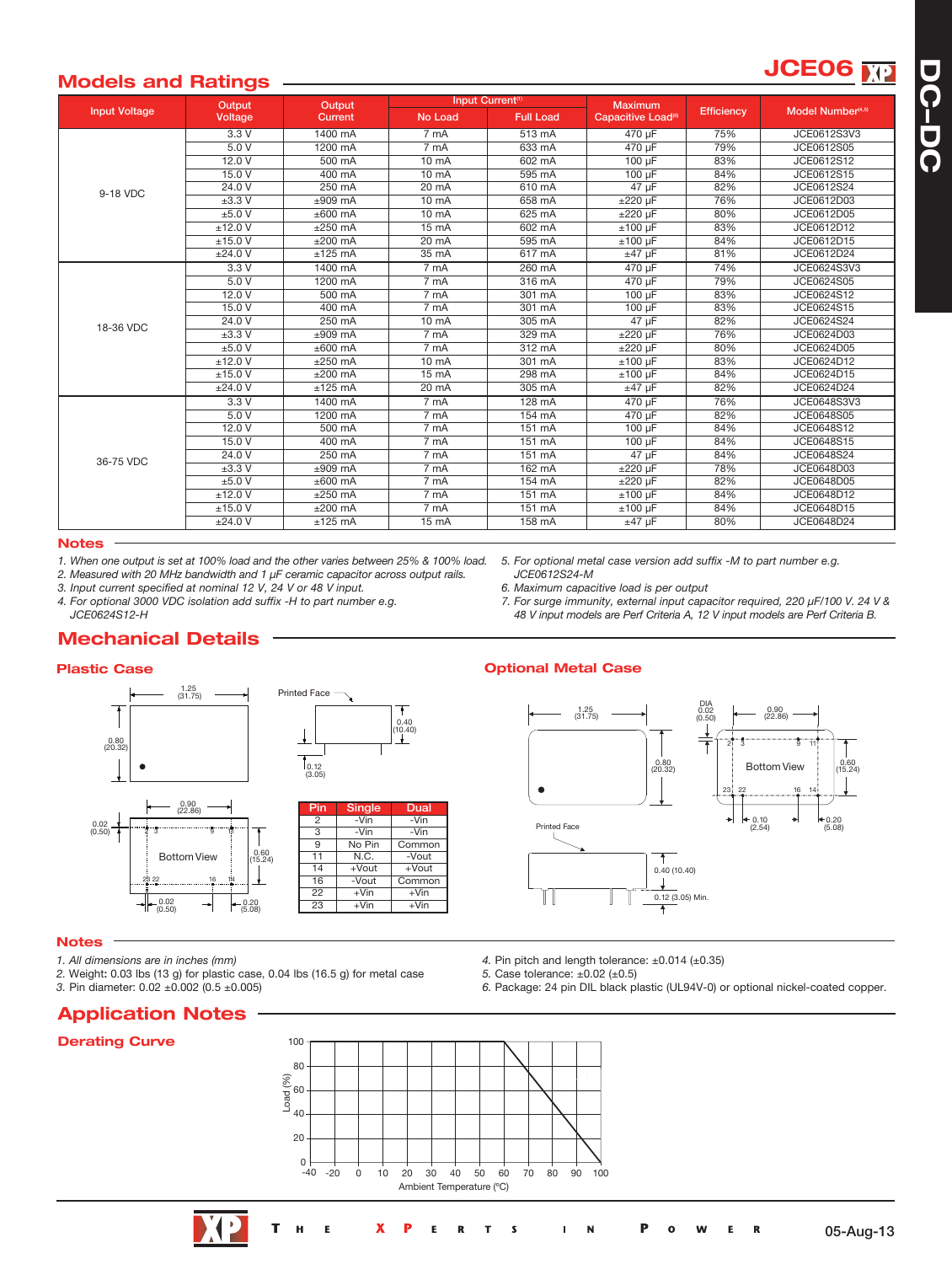## Models and Ratings

| Input Voltage | Output Voltage | Output Current | Input Current(1) | | Maximum Capacitive Load(6) | Efficiency | Model Number(4,5) |
|---|---|---|---|---|---|---|---|
| | | | No Load | Full Load | | | |
| 9-18 VDC | 3.3 V | 1400 mA | 7 mA | 513 mA | 470 µF | 75% | JCE0612S3V3 |
| | 5.0 V | 1200 mA | 7 mA | 633 mA | 470 µF | 79% | JCE0612S05 |
| | 12.0 V | 500 mA | 10 mA | 602 mA | 100 µF | 83% | JCE0612S12 |
| | 15.0 V | 400 mA | 10 mA | 595 mA | 100 µF | 84% | JCE0612S15 |
| | 24.0 V | 250 mA | 20 mA | 610 mA | 47 µF | 82% | JCE0612S24 |
| | ±3.3 V | ±909 mA | 10 mA | 658 mA | ±220 µF | 76% | JCE0612D03 |
| | ±5.0 V | ±600 mA | 10 mA | 625 mA | ±220 µF | 80% | JCE0612D05 |
| | ±12.0 V | ±250 mA | 15 mA | 602 mA | ±100 µF | 83% | JCE0612D12 |
| | ±15.0 V | ±200 mA | 20 mA | 595 mA | ±100 µF | 84% | JCE0612D15 |
| | ±24.0 V | ±125 mA | 35 mA | 617 mA | ±47 µF | 81% | JCE0612D24 |
| 18-36 VDC | 3.3 V | 1400 mA | 7 mA | 260 mA | 470 µF | 74% | JCE0624S3V3 |
| | 5.0 V | 1200 mA | 7 mA | 316 mA | 470 µF | 79% | JCE0624S05 |
| | 12.0 V | 500 mA | 7 mA | 301 mA | 100 µF | 83% | JCE0624S12 |
| | 15.0 V | 400 mA | 7 mA | 301 mA | 100 µF | 83% | JCE0624S15 |
| | 24.0 V | 250 mA | 10 mA | 305 mA | 47 µF | 82% | JCE0624S24 |
| | ±3.3 V | ±909 mA | 7 mA | 329 mA | ±220 µF | 76% | JCE0624D03 |
| | ±5.0 V | ±600 mA | 7 mA | 312 mA | ±220 µF | 80% | JCE0624D05 |
| | ±12.0 V | ±250 mA | 10 mA | 301 mA | ±100 µF | 83% | JCE0624D12 |
| | ±15.0 V | ±200 mA | 15 mA | 298 mA | ±100 µF | 84% | JCE0624D15 |
| | ±24.0 V | ±125 mA | 20 mA | 305 mA | ±47 µF | 82% | JCE0624D24 |
| 36-75 VDC | 3.3 V | 1400 mA | 7 mA | 128 mA | 470 µF | 76% | JCE0648S3V3 |
| | 5.0 V | 1200 mA | 7 mA | 154 mA | 470 µF | 82% | JCE0648S05 |
| | 12.0 V | 500 mA | 7 mA | 151 mA | 100 µF | 84% | JCE0648S12 |
| | 15.0 V | 400 mA | 7 mA | 151 mA | 100 µF | 84% | JCE0648S15 |
| | 24.0 V | 250 mA | 7 mA | 151 mA | 47 µF | 84% | JCE0648S24 |
| | ±3.3 V | ±909 mA | 7 mA | 162 mA | ±220 µF | 78% | JCE0648D03 |
| | ±5.0 V | ±600 mA | 7 mA | 154 mA | ±220 µF | 82% | JCE0648D05 |
| | ±12.0 V | ±250 mA | 7 mA | 151 mA | ±100 µF | 84% | JCE0648D12 |
| | ±15.0 V | ±200 mA | 7 mA | 151 mA | ±100 µF | 84% | JCE0648D15 |
| | ±24.0 V | ±125 mA | 15 mA | 158 mA | ±47 µF | 80% | JCE0648D24 |

### Notes

1. *When one output is set at 100% load and the other varies between 25% & 100% load.*
2. *Measured with 20 MHz bandwidth and 1 µF ceramic capacitor across output rails.*
3. *Input current specified at nominal 12 V, 24 V or 48 V input.*
4. *For optional 3000 VDC isolation add suffix -H to part number e.g. JCE0624S12-H*
5. *For optional metal case version add suffix -M to part number e.g. JCE0612S24-M*
6. *Maximum capacitive load is per output*
7. *For surge immunity, external input capacitor required, 220 µF/100 V. 24 V & 48 V input models are Perf Criteria A, 12 V input models are Perf Criteria B.*

## Mechanical Details

### Plastic Case

1.25 (31.75)
0.80 (20.32)
Printed Face
0.40 (10.40)
0.12 (3.05)
0.90 (22.86)
0.02 (0.50)
Bottom View
0.60 (15.24)
0.02 (0.50)
0.20 (5.08)

| Pin | Single | Dual |
|---|---|---|
| 2 | -Vin | -Vin |
| 3 | -Vin | -Vin |
| 9 | No Pin | Common |
| 11 | N.C. | -Vout |
| 14 | +Vout | +Vout |
| 16 | -Vout | Common |
| 22 | +Vin | +Vin |
| 23 | +Vin | +Vin |

### Optional Metal Case

1.25 (31.75)
0.80 (20.32)
DIA 0.02 (0.50)
0.90 (22.86)
Bottom View
0.60 (15.24)
0.10 (2.54)
0.20 (5.08)
Printed Face
0.40 (10.40)
0.12 (3.05) Min.

### Notes

1. *All dimensions are in inches (mm)*
2. Weight: 0.03 lbs (13 g) for plastic case, 0.04 lbs (16.5 g) for metal case
3. Pin diameter: 0.02 ±0.002 (0.5 ±0.005)
4. Pin pitch and length tolerance: ±0.014 (±0.35)
5. Case tolerance: ±0.02 (±0.5)
6. Package: 24 pin DIL black plastic (UL94V-0) or optional nickel-coated copper.

## Application Notes

### Derating Curve

Load (%)
100
80
60
40
20
0
-40 -20 0 10 20 30 40 50 60 70 80 90 100
Ambient Temperature (°C)